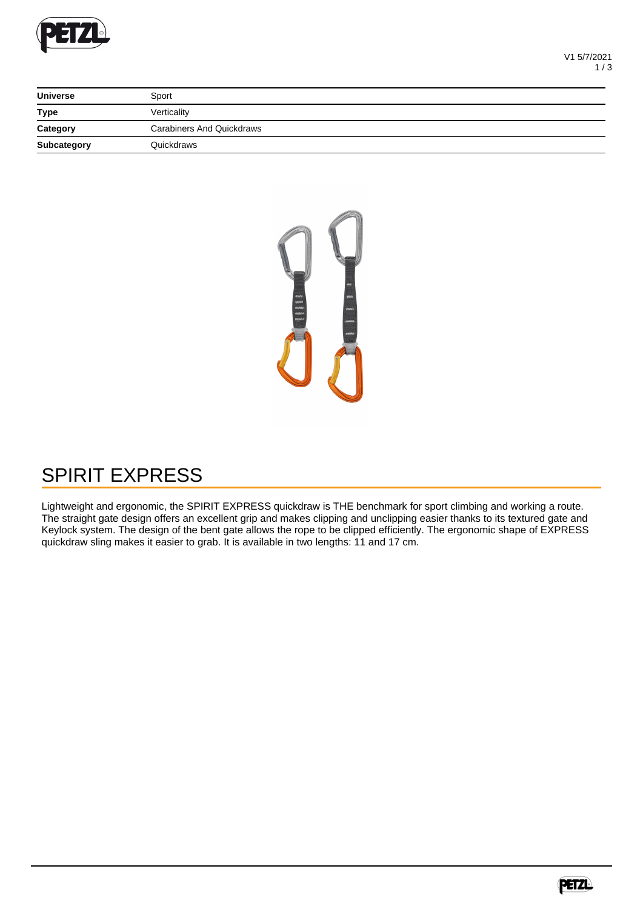| Universe | Sport |
| --- | --- |
| Type | Verticality |
| Category | Carabiners And Quickdraws |
| Subcategory | Quickdraws |

# SPIRIT EXPRESS

Lightweight and ergonomic, the SPIRIT EXPRESS quickdraw is THE benchmark for sport climbing and working a route. The straight gate design offers an excellent grip and makes clipping and unclipping easier thanks to its textured gate and Keylock system. The design of the bent gate allows the rope to be clipped efficiently. The ergonomic shape of EXPRESS quickdraw sling makes it easier to grab. It is available in two lengths: 11 and 17 cm.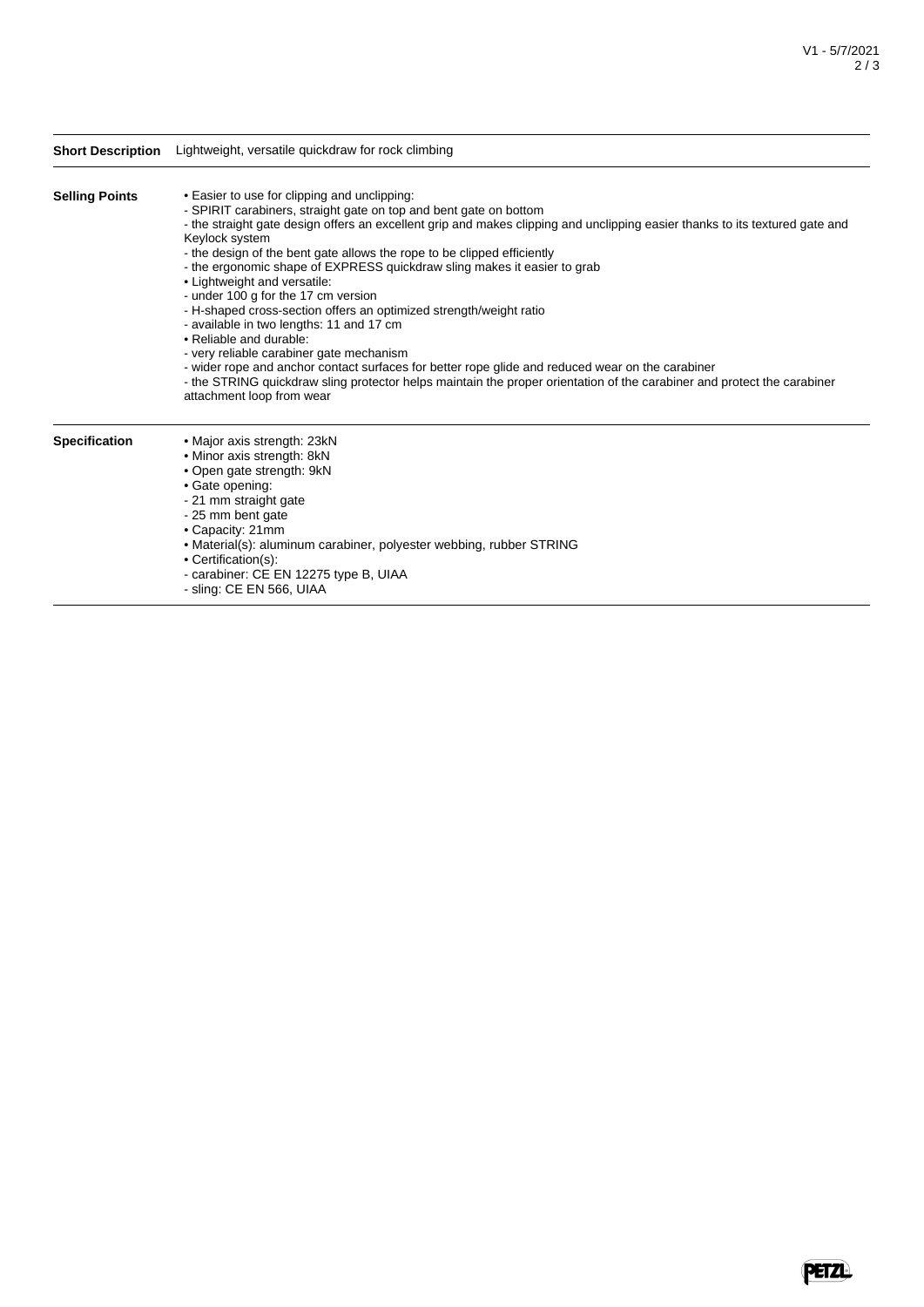| | |
|---|---|
| **Short Description** | Lightweight, versatile quickdraw for rock climbing |
| **Selling Points** | • Easier to use for clipping and unclipping:<br>- SPIRIT carabiners, straight gate on top and bent gate on bottom<br>- the straight gate design offers an excellent grip and makes clipping and unclipping easier thanks to its textured gate and Keylock system<br>- the design of the bent gate allows the rope to be clipped efficiently<br>- the ergonomic shape of EXPRESS quickdraw sling makes it easier to grab<br>• Lightweight and versatile:<br>- under 100 g for the 17 cm version<br>- H-shaped cross-section offers an optimized strength/weight ratio<br>- available in two lengths: 11 and 17 cm<br>• Reliable and durable:<br>- very reliable carabiner gate mechanism<br>- wider rope and anchor contact surfaces for better rope glide and reduced wear on the carabiner<br>- the STRING quickdraw sling protector helps maintain the proper orientation of the carabiner and protect the carabiner attachment loop from wear |
| **Specification** | • Major axis strength: 23kN<br>• Minor axis strength: 8kN<br>• Open gate strength: 9kN<br>• Gate opening:<br>- 21 mm straight gate<br>- 25 mm bent gate<br>• Capacity: 21mm<br>• Material(s): aluminum carabiner, polyester webbing, rubber STRING<br>• Certification(s):<br>- carabiner: CE EN 12275 type B, UIAA<br>- sling: CE EN 566, UIAA |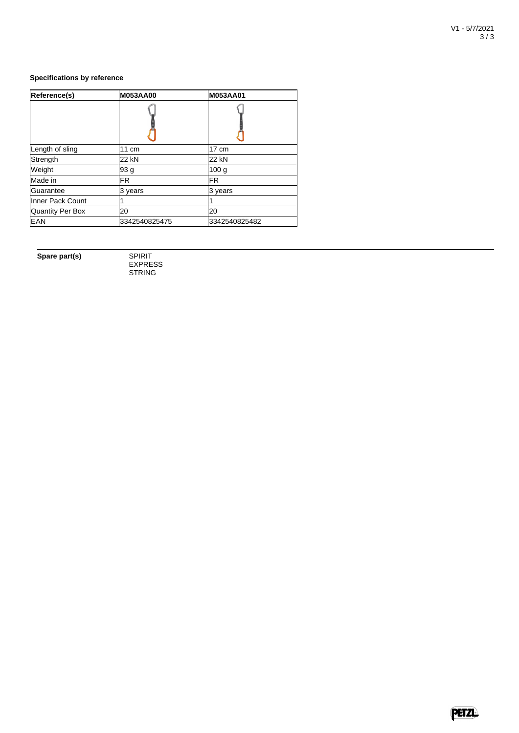**Specifications by reference**

| Reference(s) | M053AA00 | M053AA01 |
| --- | --- | --- |
| | | |
| Length of sling | 11 cm | 17 cm |
| Strength | 22 kN | 22 kN |
| Weight | 93 g | 100 g |
| Made in | FR | FR |
| Guarantee | 3 years | 3 years |
| Inner Pack Count | 1 | 1 |
| Quantity Per Box | 20 | 20 |
| EAN | 3342540825475 | 3342540825482 |

**Spare part(s)**

SPIRIT
EXPRESS
STRING